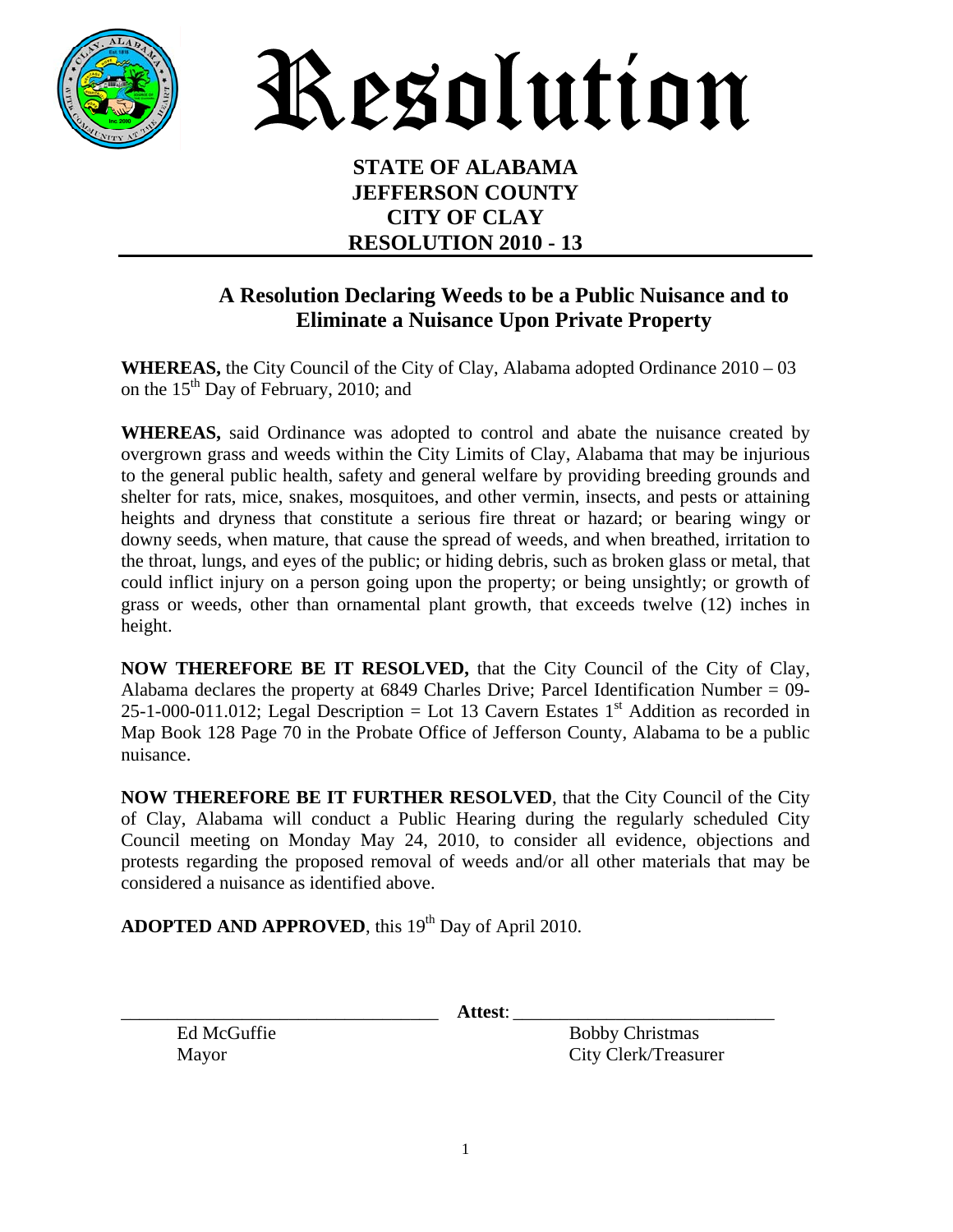# Resolution

**STATE OF ALABAMA**
**JEFFERSON COUNTY**
**CITY OF CLAY**
**RESOLUTION 2010 - 13**

---

## A Resolution Declaring Weeds to be a Public Nuisance and to Eliminate a Nuisance Upon Private Property

**WHEREAS,** the City Council of the City of Clay, Alabama adopted Ordinance 2010 – 03 on the 15th Day of February, 2010; and

**WHEREAS,** said Ordinance was adopted to control and abate the nuisance created by overgrown grass and weeds within the City Limits of Clay, Alabama that may be injurious to the general public health, safety and general welfare by providing breeding grounds and shelter for rats, mice, snakes, mosquitoes, and other vermin, insects, and pests or attaining heights and dryness that constitute a serious fire threat or hazard; or bearing wingy or downy seeds, when mature, that cause the spread of weeds, and when breathed, irritation to the throat, lungs, and eyes of the public; or hiding debris, such as broken glass or metal, that could inflict injury on a person going upon the property; or being unsightly; or growth of grass or weeds, other than ornamental plant growth, that exceeds twelve (12) inches in height.

**NOW THEREFORE BE IT RESOLVED,** that the City Council of the City of Clay, Alabama declares the property at 6849 Charles Drive; Parcel Identification Number = 09-25-1-000-011.012; Legal Description = Lot 13 Cavern Estates 1st Addition as recorded in Map Book 128 Page 70 in the Probate Office of Jefferson County, Alabama to be a public nuisance.

**NOW THEREFORE BE IT FURTHER RESOLVED**, that the City Council of the City of Clay, Alabama will conduct a Public Hearing during the regularly scheduled City Council meeting on Monday May 24, 2010, to consider all evidence, objections and protests regarding the proposed removal of weeds and/or all other materials that may be considered a nuisance as identified above.

**ADOPTED AND APPROVED**, this 19th Day of April 2010.

\_\_\_\_\_\_\_\_\_\_\_\_\_\_\_\_\_\_\_\_\_\_\_\_\_\_\_\_\_\_\_\_ **Attest**: \_\_\_\_\_\_\_\_\_\_\_\_\_\_\_\_\_\_\_\_\_\_\_\_\_\_\_\_

Ed McGuffie
Mayor

Bobby Christmas
City Clerk/Treasurer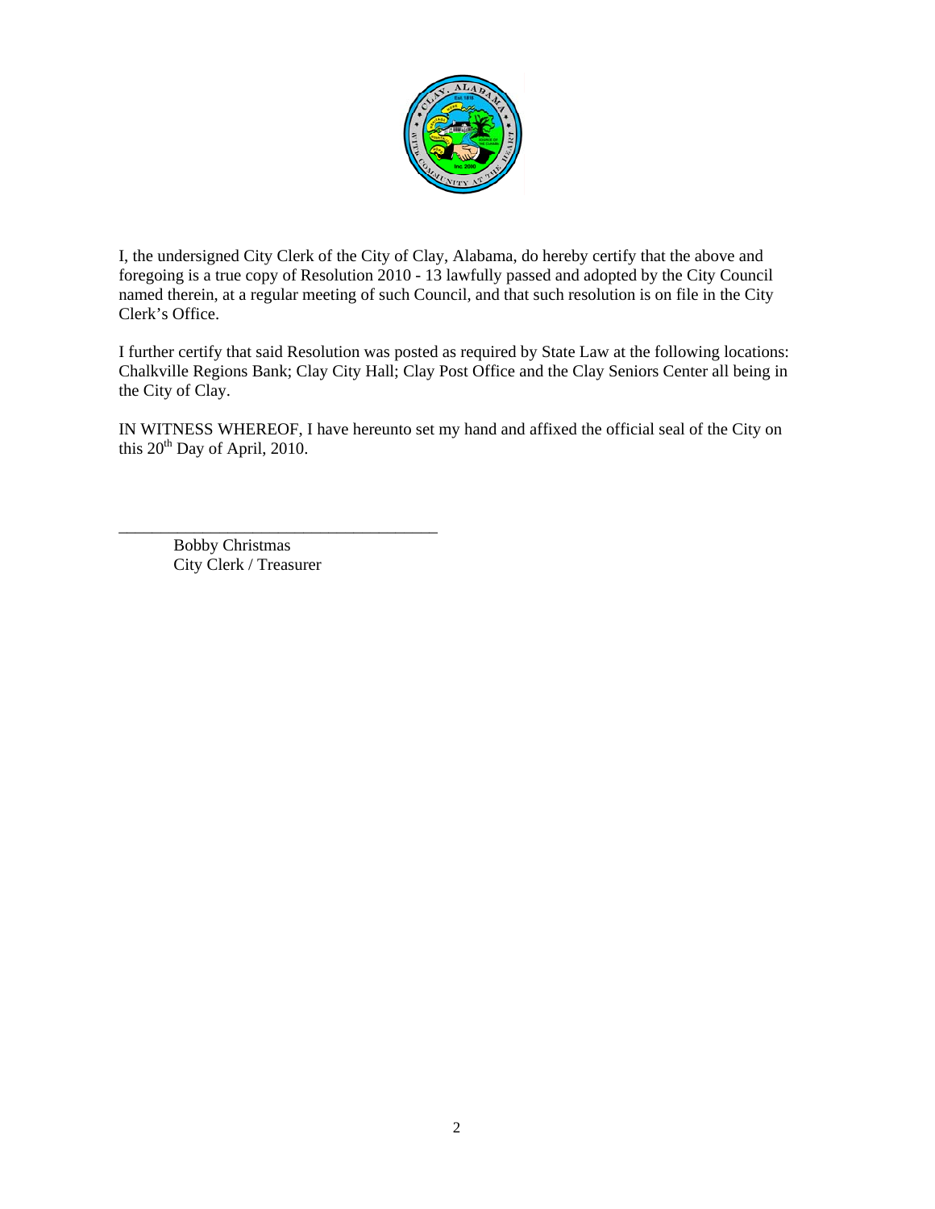I, the undersigned City Clerk of the City of Clay, Alabama, do hereby certify that the above and foregoing is a true copy of Resolution 2010 - 13 lawfully passed and adopted by the City Council named therein, at a regular meeting of such Council, and that such resolution is on file in the City Clerk's Office.

I further certify that said Resolution was posted as required by State Law at the following locations: Chalkville Regions Bank; Clay City Hall; Clay Post Office and the Clay Seniors Center all being in the City of Clay.

IN WITNESS WHEREOF, I have hereunto set my hand and affixed the official seal of the City on this 20th Day of April, 2010.

\_\_\_\_\_\_\_\_\_\_\_\_\_\_\_\_\_\_\_\_\_\_\_\_\_\_\_\_\_\_\_\_\_\_\_\_\_\_\_\_

Bobby Christmas
City Clerk / Treasurer